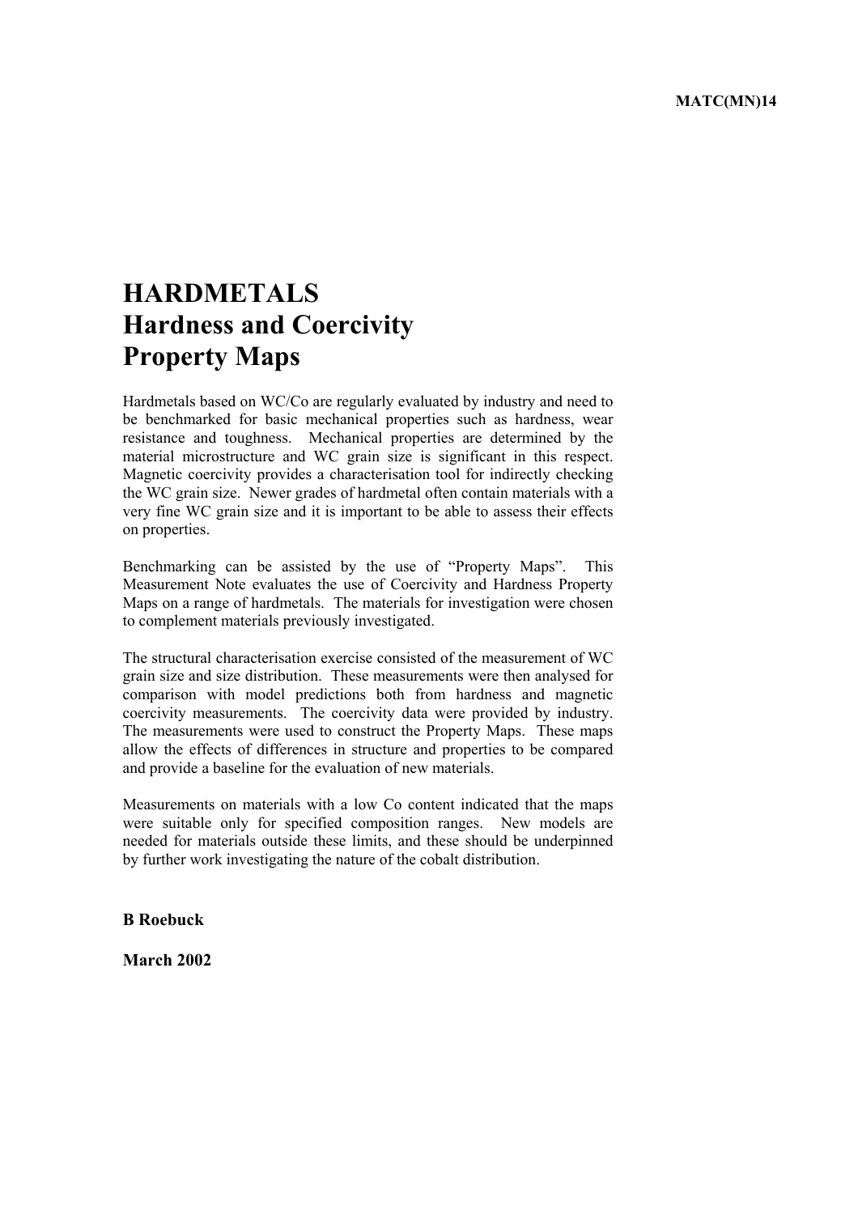MATC(MN)14

# HARDMETALS
# Hardness and Coercivity
# Property Maps

Hardmetals based on WC/Co are regularly evaluated by industry and need to be benchmarked for basic mechanical properties such as hardness, wear resistance and toughness. Mechanical properties are determined by the material microstructure and WC grain size is significant in this respect. Magnetic coercivity provides a characterisation tool for indirectly checking the WC grain size. Newer grades of hardmetal often contain materials with a very fine WC grain size and it is important to be able to assess their effects on properties.

Benchmarking can be assisted by the use of "Property Maps". This Measurement Note evaluates the use of Coercivity and Hardness Property Maps on a range of hardmetals. The materials for investigation were chosen to complement materials previously investigated.

The structural characterisation exercise consisted of the measurement of WC grain size and size distribution. These measurements were then analysed for comparison with model predictions both from hardness and magnetic coercivity measurements. The coercivity data were provided by industry. The measurements were used to construct the Property Maps. These maps allow the effects of differences in structure and properties to be compared and provide a baseline for the evaluation of new materials.

Measurements on materials with a low Co content indicated that the maps were suitable only for specified composition ranges. New models are needed for materials outside these limits, and these should be underpinned by further work investigating the nature of the cobalt distribution.

**B Roebuck**

**March 2002**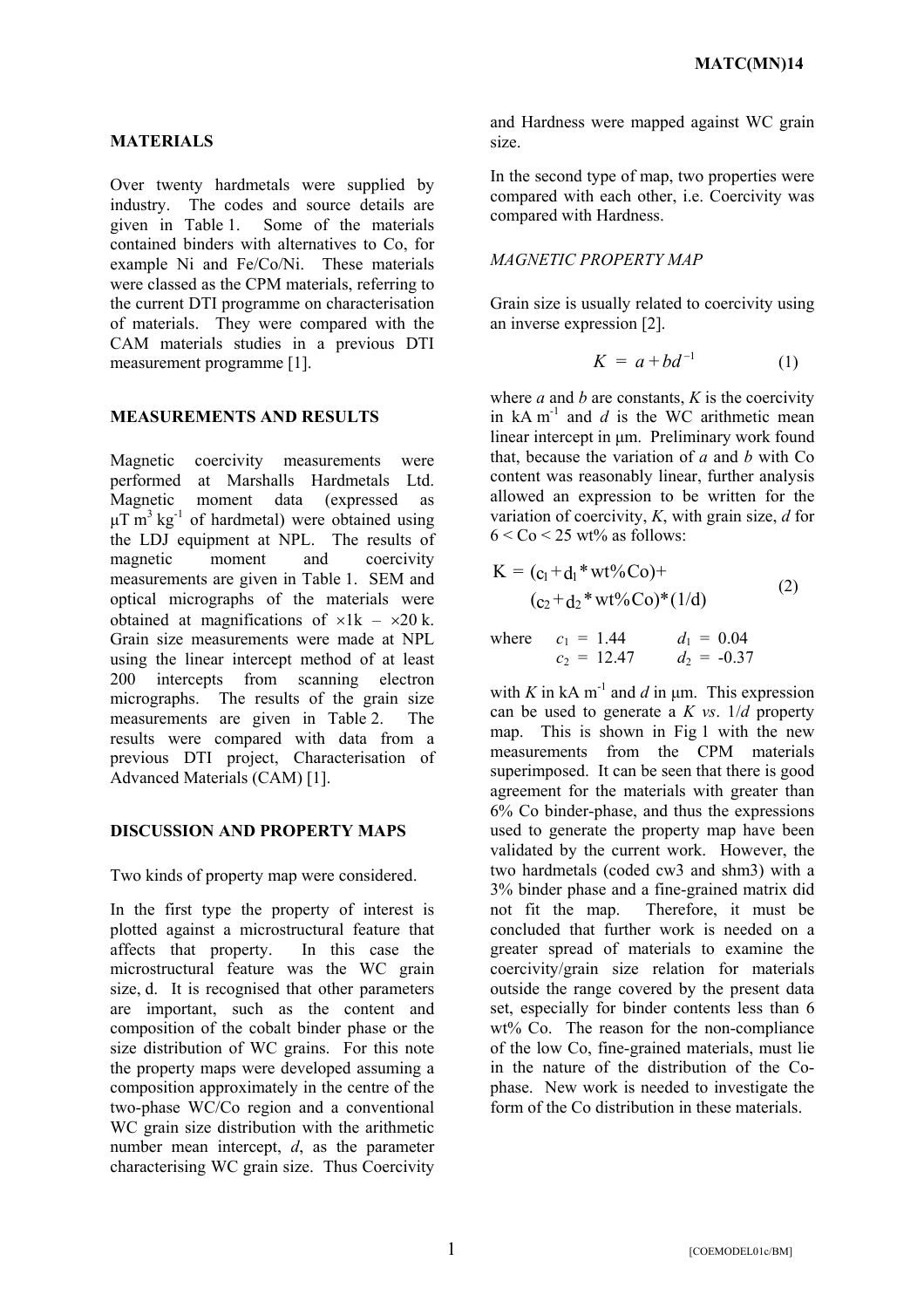## MATERIALS

Over twenty hardmetals were supplied by industry. The codes and source details are given in Table 1. Some of the materials contained binders with alternatives to Co, for example Ni and Fe/Co/Ni. These materials were classed as the CPM materials, referring to the current DTI programme on characterisation of materials. They were compared with the CAM materials studies in a previous DTI measurement programme [1].

## MEASUREMENTS AND RESULTS

Magnetic coercivity measurements were performed at Marshalls Hardmetals Ltd. Magnetic moment data (expressed as $\mu T\ m^3\ kg^{-1}$ of hardmetal) were obtained using the LDJ equipment at NPL. The results of magnetic moment and coercivity measurements are given in Table 1. SEM and optical micrographs of the materials were obtained at magnifications of $\times 1k - \times 20\,k$. Grain size measurements were made at NPL using the linear intercept method of at least 200 intercepts from scanning electron micrographs. The results of the grain size measurements are given in Table 2. The results were compared with data from a previous DTI project, Characterisation of Advanced Materials (CAM) [1].

## DISCUSSION AND PROPERTY MAPS

Two kinds of property map were considered.

In the first type the property of interest is plotted against a microstructural feature that affects that property. In this case the microstructural feature was the WC grain size, d. It is recognised that other parameters are important, such as the content and composition of the cobalt binder phase or the size distribution of WC grains. For this note the property maps were developed assuming a composition approximately in the centre of the two-phase WC/Co region and a conventional WC grain size distribution with the arithmetic number mean intercept, *d*, as the parameter characterising WC grain size. Thus Coercivity and Hardness were mapped against WC grain size.

In the second type of map, two properties were compared with each other, i.e. Coercivity was compared with Hardness.

*MAGNETIC PROPERTY MAP*

Grain size is usually related to coercivity using an inverse expression [2].

$$K = a + bd^{-1} \tag{1}$$

where *a* and *b* are constants, *K* is the coercivity in $kA\ m^{-1}$ and *d* is the WC arithmetic mean linear intercept in μm. Preliminary work found that, because the variation of *a* and *b* with Co content was reasonably linear, further analysis allowed an expression to be written for the variation of coercivity, *K*, with grain size, *d* for $6 < Co < 25$ wt% as follows:

$$K = (c_1 + d_1 * wt\%Co) + (c_2 + d_2 * wt\%Co) * (1/d) \tag{2}$$

where $c_1 = 1.44$ $d_1 = 0.04$
$c_2 = 12.47$ $d_2 = -0.37$

with *K* in $kA\ m^{-1}$ and *d* in μm. This expression can be used to generate a *K vs*. 1/*d* property map. This is shown in Fig 1 with the new measurements from the CPM materials superimposed. It can be seen that there is good agreement for the materials with greater than 6% Co binder-phase, and thus the expressions used to generate the property map have been validated by the current work. However, the two hardmetals (coded cw3 and shm3) with a 3% binder phase and a fine-grained matrix did not fit the map. Therefore, it must be concluded that further work is needed on a greater spread of materials to examine the coercivity/grain size relation for materials outside the range covered by the present data set, especially for binder contents less than 6 wt% Co. The reason for the non-compliance of the low Co, fine-grained materials, must lie in the nature of the distribution of the Co-phase. New work is needed to investigate the form of the Co distribution in these materials.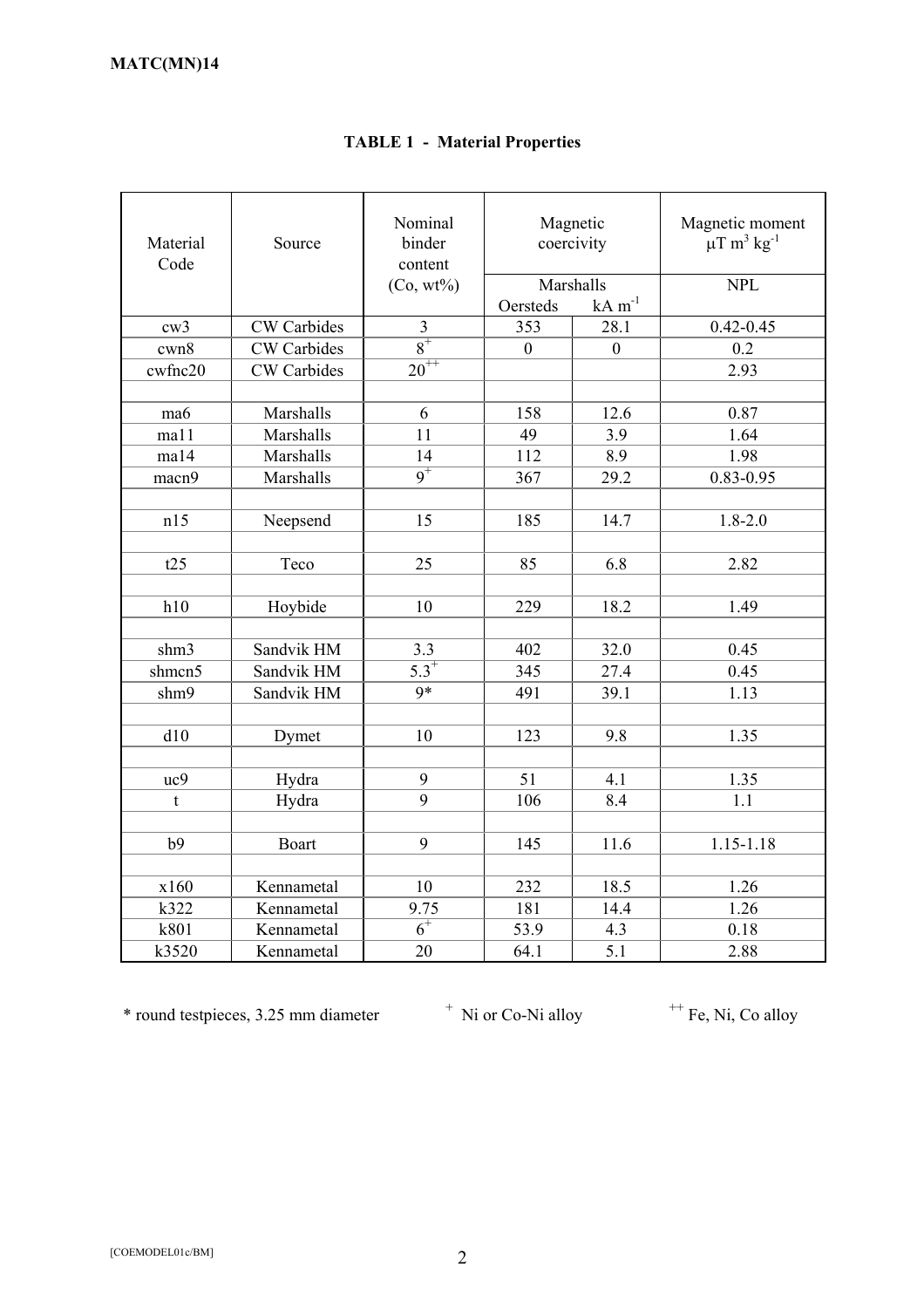**TABLE 1 - Material Properties**

| Material Code | Source | Nominal binder content (Co, wt%) | Magnetic coercivity | | Magnetic moment $\mu T\ m^3\ kg^{-1}$ |
|---|---|---|---|---|---|
| | | | Marshalls | | NPL |
| | | | Oersteds | $kA\ m^{-1}$ | |
| cw3 | CW Carbides | 3 | 353 | 28.1 | 0.42-0.45 |
| cwn8 | CW Carbides | $8^{+}$ | 0 | 0 | 0.2 |
| cwfnc20 | CW Carbides | $20^{++}$ | | | 2.93 |
| | | | | | |
| ma6 | Marshalls | 6 | 158 | 12.6 | 0.87 |
| ma11 | Marshalls | 11 | 49 | 3.9 | 1.64 |
| ma14 | Marshalls | 14 | 112 | 8.9 | 1.98 |
| macn9 | Marshalls | $9^{+}$ | 367 | 29.2 | 0.83-0.95 |
| | | | | | |
| n15 | Neepsend | 15 | 185 | 14.7 | 1.8-2.0 |
| | | | | | |
| t25 | Teco | 25 | 85 | 6.8 | 2.82 |
| | | | | | |
| h10 | Hoybide | 10 | 229 | 18.2 | 1.49 |
| | | | | | |
| shm3 | Sandvik HM | 3.3 | 402 | 32.0 | 0.45 |
| shmcn5 | Sandvik HM | $5.3^{+}$ | 345 | 27.4 | 0.45 |
| shm9 | Sandvik HM | 9* | 491 | 39.1 | 1.13 |
| | | | | | |
| d10 | Dymet | 10 | 123 | 9.8 | 1.35 |
| | | | | | |
| uc9 | Hydra | 9 | 51 | 4.1 | 1.35 |
| t | Hydra | 9 | 106 | 8.4 | 1.1 |
| | | | | | |
| b9 | Boart | 9 | 145 | 11.6 | 1.15-1.18 |
| | | | | | |
| x160 | Kennametal | 10 | 232 | 18.5 | 1.26 |
| k322 | Kennametal | 9.75 | 181 | 14.4 | 1.26 |
| k801 | Kennametal | $6^{+}$ | 53.9 | 4.3 | 0.18 |
| k3520 | Kennametal | 20 | 64.1 | 5.1 | 2.88 |

* round testpieces, 3.25 mm diameter   $^{+}$ Ni or Co-Ni alloy   $^{++}$ Fe, Ni, Co alloy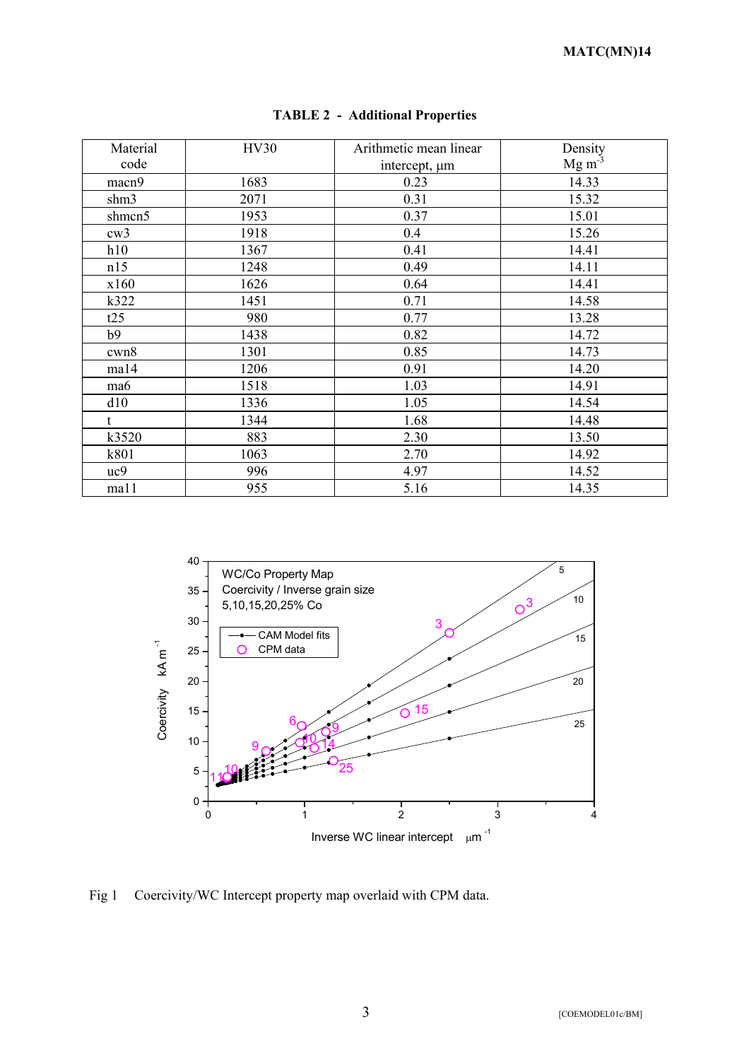## TABLE 2 - Additional Properties

| Material code | HV30 | Arithmetic mean linear intercept, μm | Density Mg $m^{-3}$ |
|---|---|---|---|
| macn9 | 1683 | 0.23 | 14.33 |
| shm3 | 2071 | 0.31 | 15.32 |
| shmcn5 | 1953 | 0.37 | 15.01 |
| cw3 | 1918 | 0.4 | 15.26 |
| h10 | 1367 | 0.41 | 14.41 |
| n15 | 1248 | 0.49 | 14.11 |
| x160 | 1626 | 0.64 | 14.41 |
| k322 | 1451 | 0.71 | 14.58 |
| t25 | 980 | 0.77 | 13.28 |
| b9 | 1438 | 0.82 | 14.72 |
| cwn8 | 1301 | 0.85 | 14.73 |
| ma14 | 1206 | 0.91 | 14.20 |
| ma6 | 1518 | 1.03 | 14.91 |
| d10 | 1336 | 1.05 | 14.54 |
| t | 1344 | 1.68 | 14.48 |
| k3520 | 883 | 2.30 | 13.50 |
| k801 | 1063 | 2.70 | 14.92 |
| uc9 | 996 | 4.97 | 14.52 |
| ma11 | 955 | 5.16 | 14.35 |

Fig 1 Coercivity/WC Intercept property map overlaid with CPM data.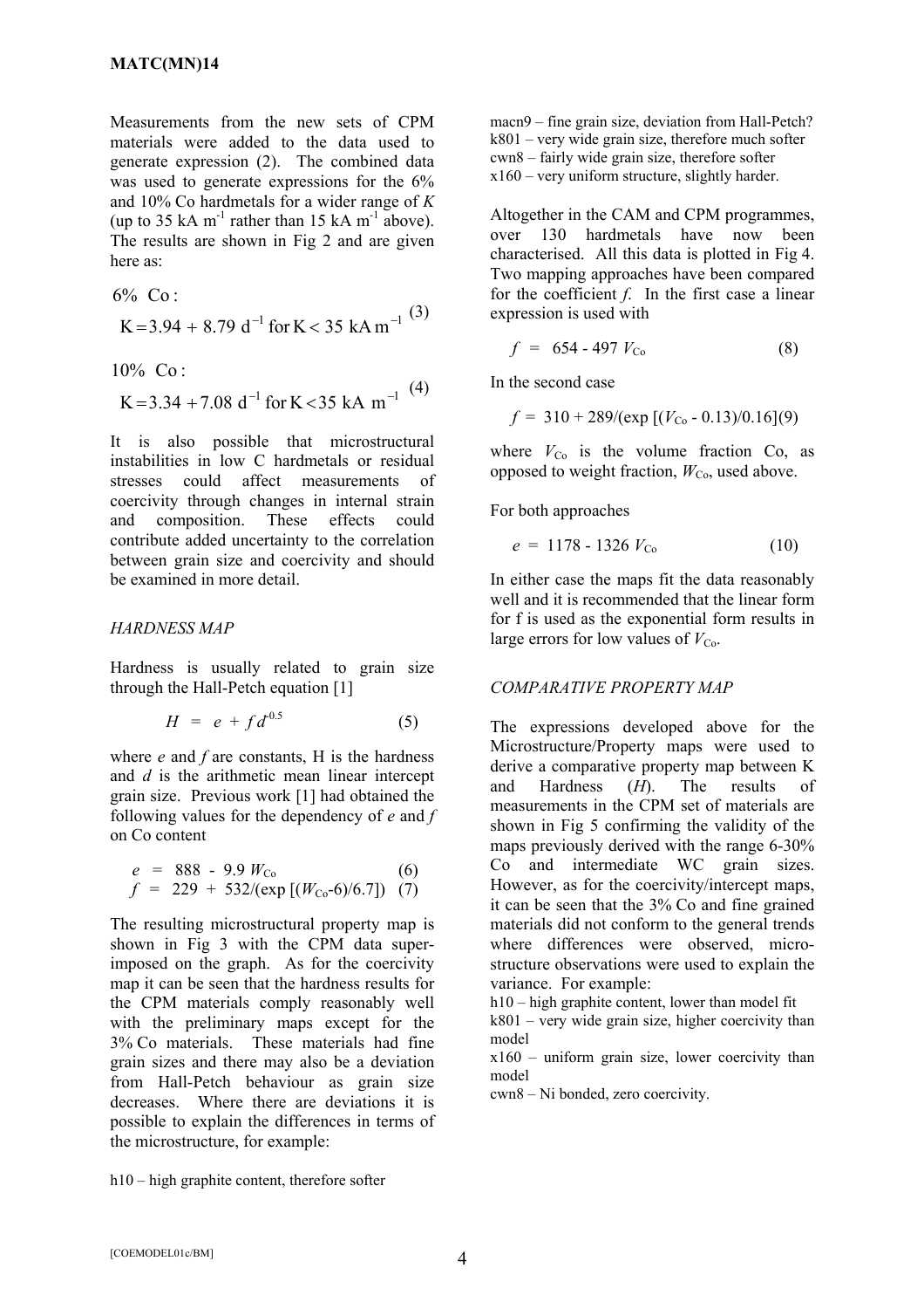Measurements from the new sets of CPM materials were added to the data used to generate expression (2). The combined data was used to generate expressions for the 6% and 10% Co hardmetals for a wider range of $K$ (up to 35 kA $m^{-1}$ rather than 15 kA $m^{-1}$ above). The results are shown in Fig 2 and are given here as:

6% Co :

$$K = 3.94 + 8.79\ d^{-1} \text{ for } K < 35\ \text{kA m}^{-1} \quad (3)$$

10% Co :

$$K = 3.34 + 7.08\ d^{-1} \text{ for } K < 35\ \text{kA m}^{-1} \quad (4)$$

It is also possible that microstructural instabilities in low C hardmetals or residual stresses could affect measurements of coercivity through changes in internal strain and composition. These effects could contribute added uncertainty to the correlation between grain size and coercivity and should be examined in more detail.

*HARDNESS MAP*

Hardness is usually related to grain size through the Hall-Petch equation [1]

$$H = e + f d^{-0.5} \quad (5)$$

where $e$ and $f$ are constants, H is the hardness and $d$ is the arithmetic mean linear intercept grain size. Previous work [1] had obtained the following values for the dependency of $e$ and $f$ on Co content

$$e = 888 - 9.9\ W_{Co} \quad (6)$$
$$f = 229 + 532/(\exp[(W_{Co}-6)/6.7]) \quad (7)$$

The resulting microstructural property map is shown in Fig 3 with the CPM data superimposed on the graph. As for the coercivity map it can be seen that the hardness results for the CPM materials comply reasonably well with the preliminary maps except for the 3% Co materials. These materials had fine grain sizes and there may also be a deviation from Hall-Petch behaviour as grain size decreases. Where there are deviations it is possible to explain the differences in terms of the microstructure, for example:

h10 – high graphite content, therefore softer
macn9 – fine grain size, deviation from Hall-Petch?
k801 – very wide grain size, therefore much softer
cwn8 – fairly wide grain size, therefore softer
x160 – very uniform structure, slightly harder.

Altogether in the CAM and CPM programmes, over 130 hardmetals have now been characterised. All this data is plotted in Fig 4. Two mapping approaches have been compared for the coefficient $f$. In the first case a linear expression is used with

$$f = 654 - 497\ V_{Co} \quad (8)$$

In the second case

$$f = 310 + 289/(\exp[(V_{Co} - 0.13)/0.16]) \quad (9)$$

where $V_{Co}$ is the volume fraction Co, as opposed to weight fraction, $W_{Co}$, used above.

For both approaches

$$e = 1178 - 1326\ V_{Co} \quad (10)$$

In either case the maps fit the data reasonably well and it is recommended that the linear form for f is used as the exponential form results in large errors for low values of $V_{Co}$.

*COMPARATIVE PROPERTY MAP*

The expressions developed above for the Microstructure/Property maps were used to derive a comparative property map between K and Hardness ($H$). The results of measurements in the CPM set of materials are shown in Fig 5 confirming the validity of the maps previously derived with the range 6-30% Co and intermediate WC grain sizes. However, as for the coercivity/intercept maps, it can be seen that the 3% Co and fine grained materials did not conform to the general trends where differences were observed, microstructure observations were used to explain the variance. For example:

h10 – high graphite content, lower than model fit
k801 – very wide grain size, higher coercivity than model
x160 – uniform grain size, lower coercivity than model
cwn8 – Ni bonded, zero coercivity.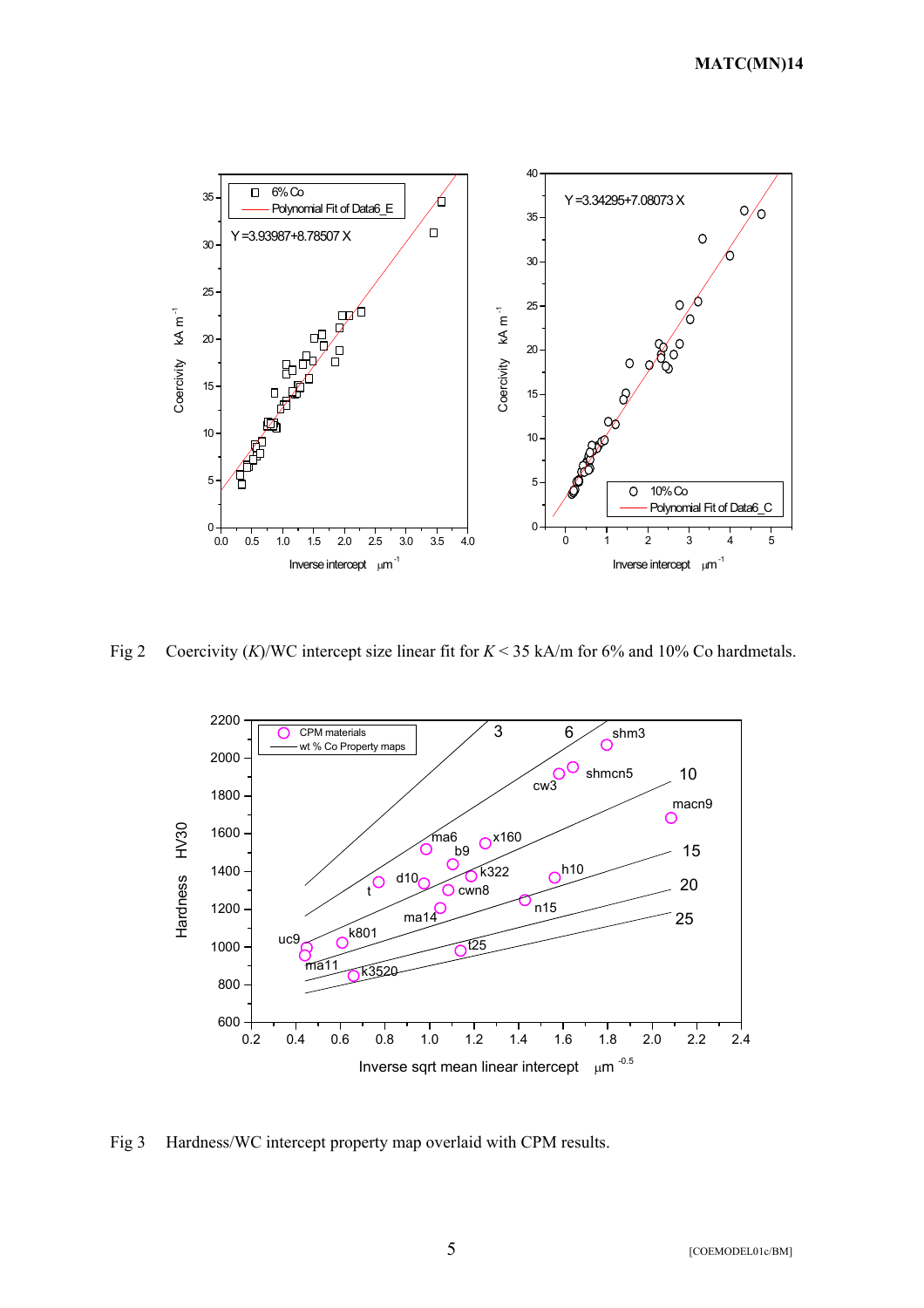Fig 2 Coercivity ($K$)/WC intercept size linear fit for $K < 35$ kA/m for 6% and 10% Co hardmetals.

Fig 3 Hardness/WC intercept property map overlaid with CPM results.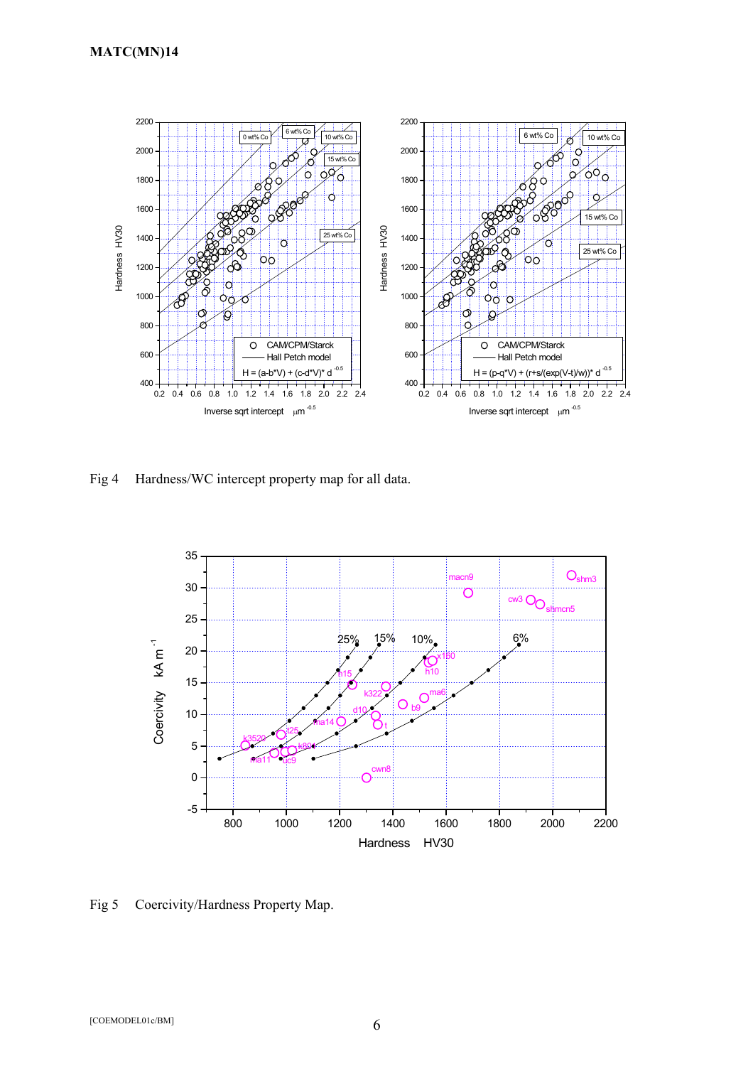Fig 4 Hardness/WC intercept property map for all data.

Fig 5 Coercivity/Hardness Property Map.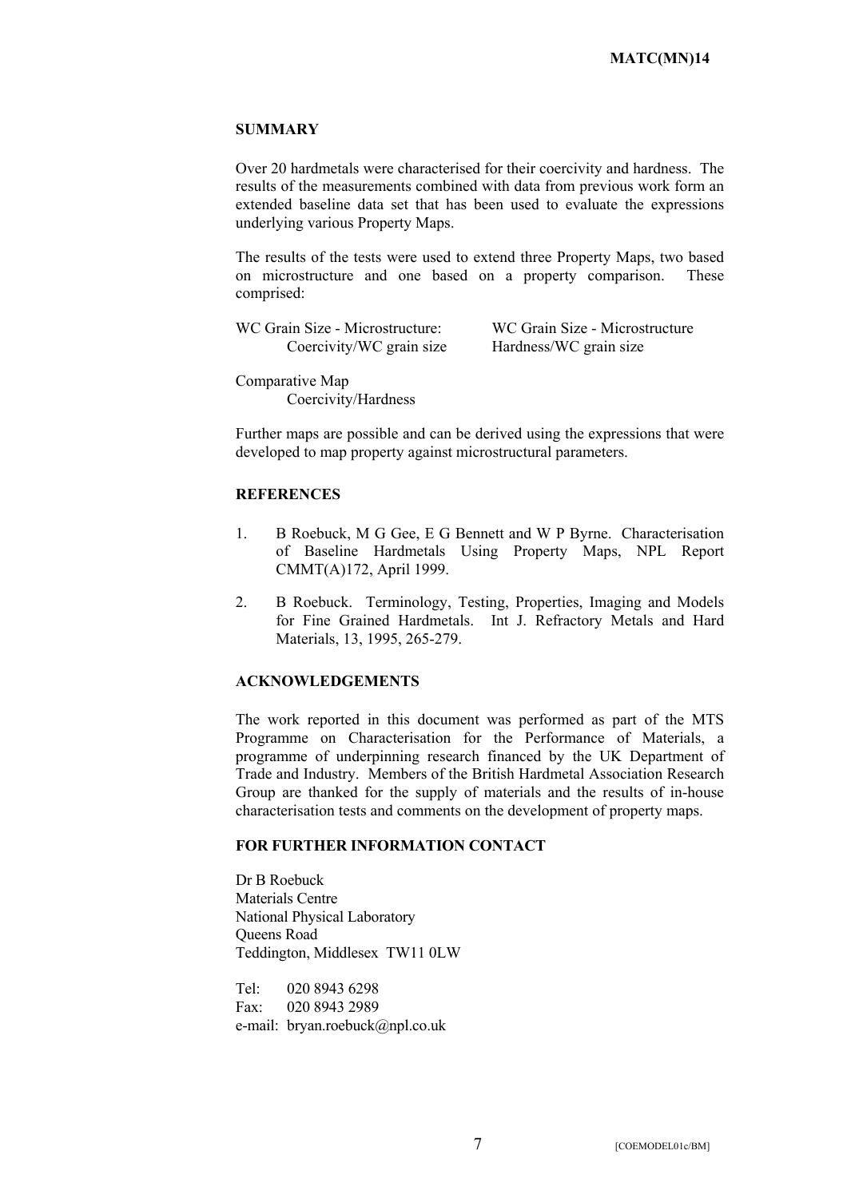## SUMMARY

Over 20 hardmetals were characterised for their coercivity and hardness. The results of the measurements combined with data from previous work form an extended baseline data set that has been used to evaluate the expressions underlying various Property Maps.

The results of the tests were used to extend three Property Maps, two based on microstructure and one based on a property comparison. These comprised:

| | |
|---|---|
| WC Grain Size - Microstructure: | WC Grain Size - Microstructure |
| Coercivity/WC grain size | Hardness/WC grain size |

Comparative Map
Coercivity/Hardness

Further maps are possible and can be derived using the expressions that were developed to map property against microstructural parameters.

## REFERENCES

1. B Roebuck, M G Gee, E G Bennett and W P Byrne. Characterisation of Baseline Hardmetals Using Property Maps, NPL Report CMMT(A)172, April 1999.

2. B Roebuck. Terminology, Testing, Properties, Imaging and Models for Fine Grained Hardmetals. Int J. Refractory Metals and Hard Materials, 13, 1995, 265-279.

## ACKNOWLEDGEMENTS

The work reported in this document was performed as part of the MTS Programme on Characterisation for the Performance of Materials, a programme of underpinning research financed by the UK Department of Trade and Industry. Members of the British Hardmetal Association Research Group are thanked for the supply of materials and the results of in-house characterisation tests and comments on the development of property maps.

## FOR FURTHER INFORMATION CONTACT

Dr B Roebuck
Materials Centre
National Physical Laboratory
Queens Road
Teddington, Middlesex TW11 0LW

Tel: 020 8943 6298
Fax: 020 8943 2989
e-mail: bryan.roebuck@npl.co.uk